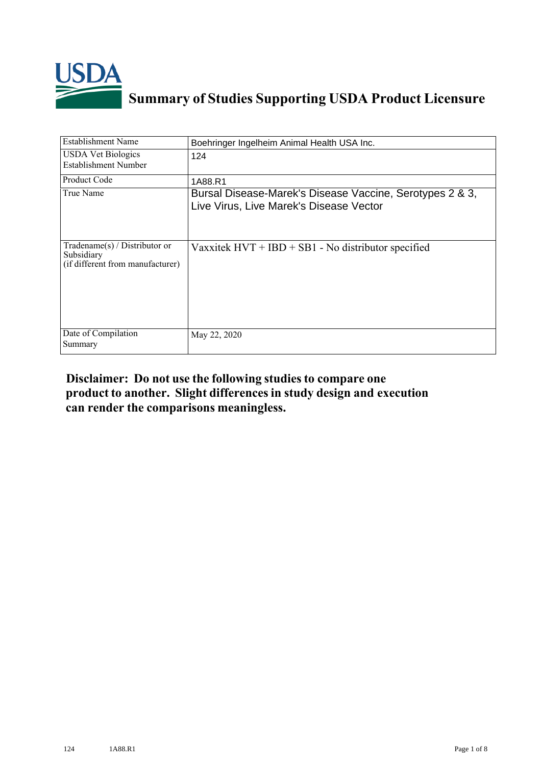# Summary of Studies Supporting USDA Product Licensure

| Establishment Name | Boehringer Ingelheim Animal Health USA Inc. |
|---|---|
| USDA Vet Biologics Establishment Number | 124 |
| Product Code | 1A88.R1 |
| True Name | Bursal Disease-Marek's Disease Vaccine, Serotypes 2 & 3, Live Virus, Live Marek's Disease Vector |
| Tradename(s) / Distributor or Subsidiary (if different from manufacturer) | Vaxxitek HVT + IBD + SB1 - No distributor specified |
| Date of Compilation Summary | May 22, 2020 |

**Disclaimer: Do not use the following studies to compare one product to another. Slight differences in study design and execution can render the comparisons meaningless.**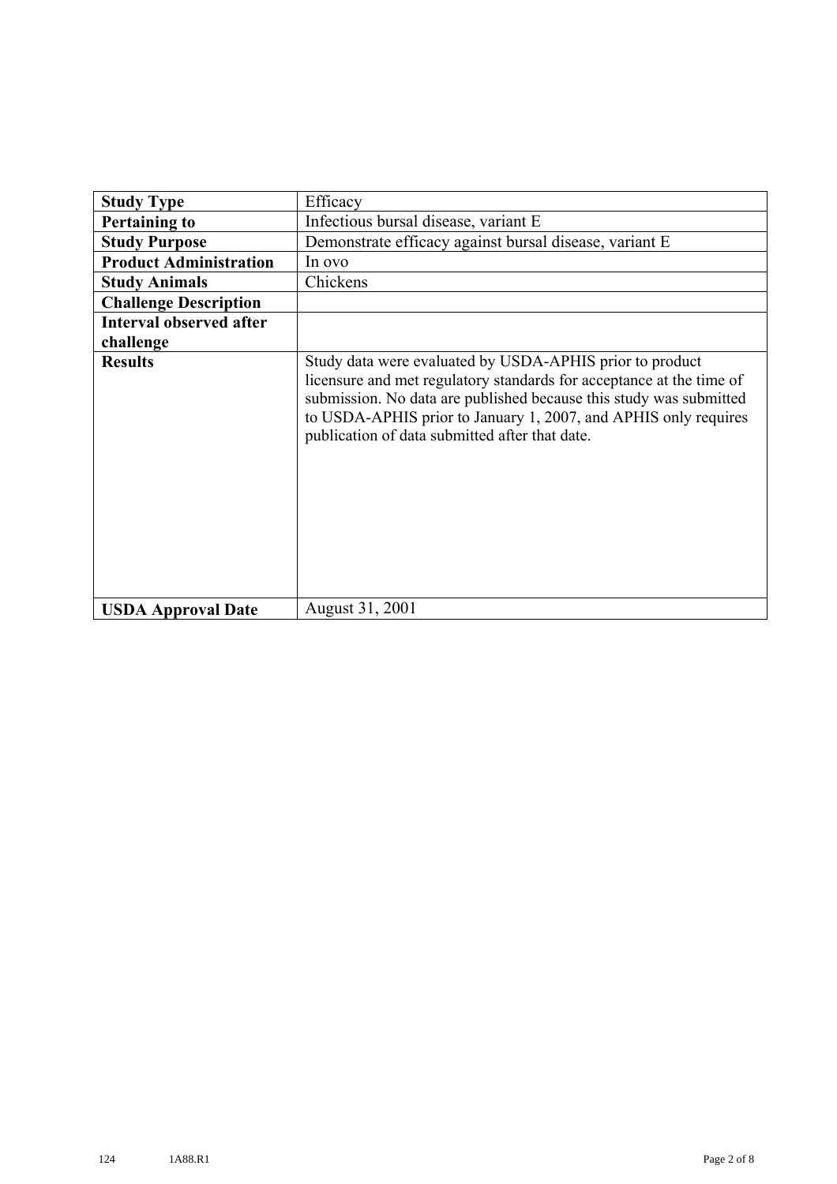| | |
|---|---|
| **Study Type** | Efficacy |
| **Pertaining to** | Infectious bursal disease, variant E |
| **Study Purpose** | Demonstrate efficacy against bursal disease, variant E |
| **Product Administration** | In ovo |
| **Study Animals** | Chickens |
| **Challenge Description** | |
| **Interval observed after challenge** | |
| **Results** | Study data were evaluated by USDA-APHIS prior to product licensure and met regulatory standards for acceptance at the time of submission. No data are published because this study was submitted to USDA-APHIS prior to January 1, 2007, and APHIS only requires publication of data submitted after that date. |
| **USDA Approval Date** | August 31, 2001 |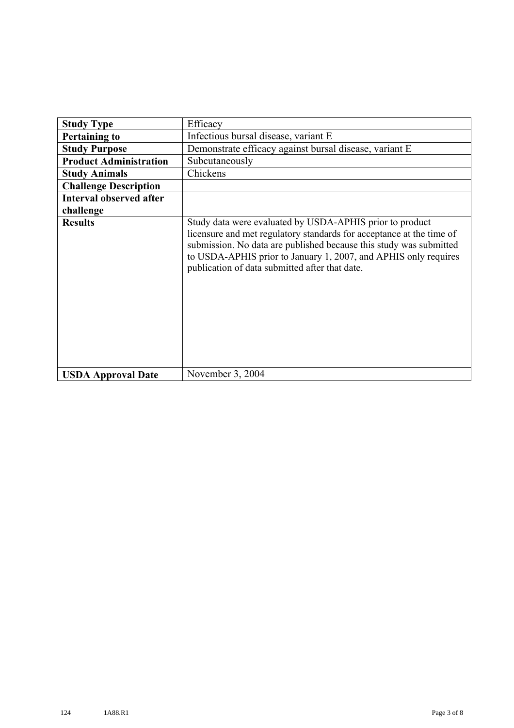| **Study Type** | Efficacy |
|---|---|
| **Pertaining to** | Infectious bursal disease, variant E |
| **Study Purpose** | Demonstrate efficacy against bursal disease, variant E |
| **Product Administration** | Subcutaneously |
| **Study Animals** | Chickens |
| **Challenge Description** | |
| **Interval observed after challenge** | |
| **Results** | Study data were evaluated by USDA-APHIS prior to product licensure and met regulatory standards for acceptance at the time of submission. No data are published because this study was submitted to USDA-APHIS prior to January 1, 2007, and APHIS only requires publication of data submitted after that date. |
| **USDA Approval Date** | November 3, 2004 |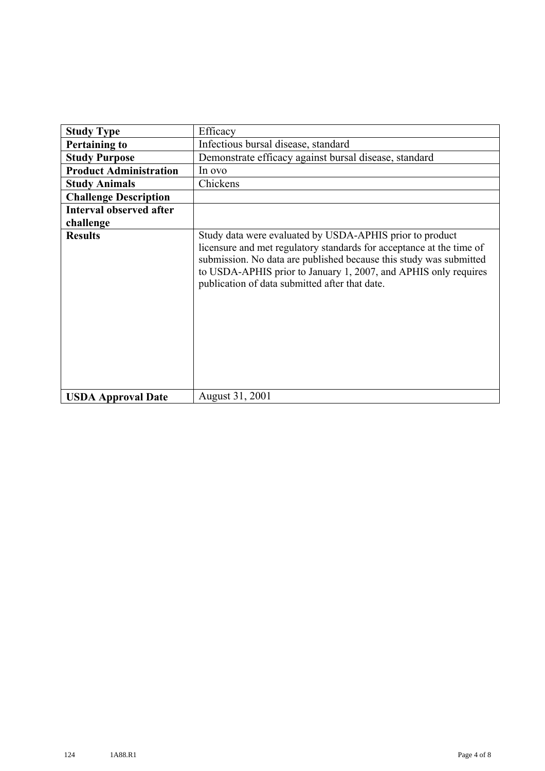| **Study Type** | Efficacy |
|---|---|
| **Pertaining to** | Infectious bursal disease, standard |
| **Study Purpose** | Demonstrate efficacy against bursal disease, standard |
| **Product Administration** | In ovo |
| **Study Animals** | Chickens |
| **Challenge Description** | |
| **Interval observed after challenge** | |
| **Results** | Study data were evaluated by USDA-APHIS prior to product licensure and met regulatory standards for acceptance at the time of submission. No data are published because this study was submitted to USDA-APHIS prior to January 1, 2007, and APHIS only requires publication of data submitted after that date. |
| **USDA Approval Date** | August 31, 2001 |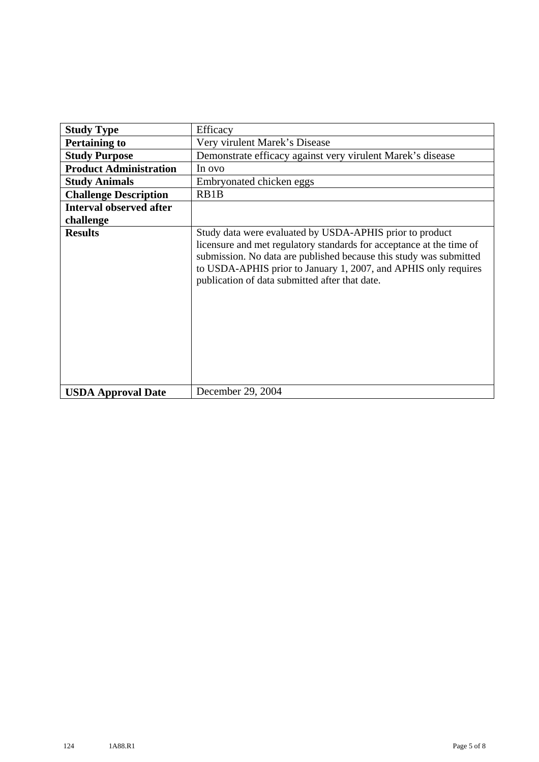| | |
|---|---|
| **Study Type** | Efficacy |
| **Pertaining to** | Very virulent Marek's Disease |
| **Study Purpose** | Demonstrate efficacy against very virulent Marek's disease |
| **Product Administration** | In ovo |
| **Study Animals** | Embryonated chicken eggs |
| **Challenge Description** | RB1B |
| **Interval observed after challenge** | |
| **Results** | Study data were evaluated by USDA-APHIS prior to product licensure and met regulatory standards for acceptance at the time of submission. No data are published because this study was submitted to USDA-APHIS prior to January 1, 2007, and APHIS only requires publication of data submitted after that date. |
| **USDA Approval Date** | December 29, 2004 |

124 1A88.R1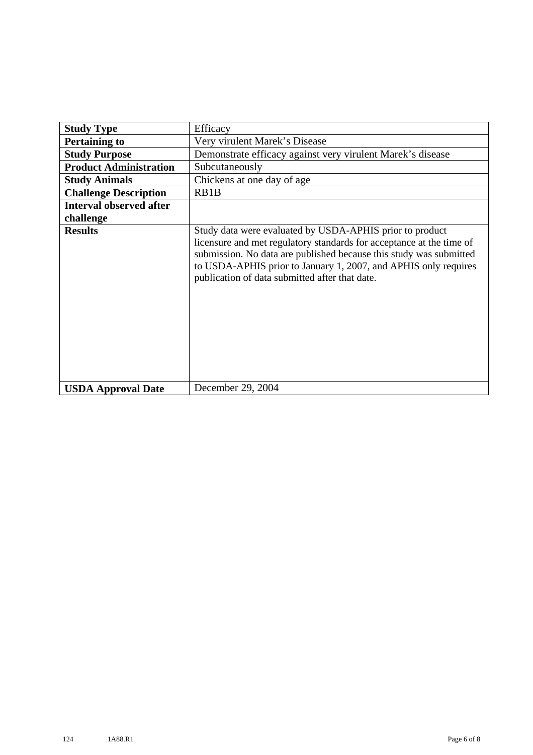| **Study Type** | Efficacy |
| --- | --- |
| **Pertaining to** | Very virulent Marek's Disease |
| **Study Purpose** | Demonstrate efficacy against very virulent Marek's disease |
| **Product Administration** | Subcutaneously |
| **Study Animals** | Chickens at one day of age |
| **Challenge Description** | RB1B |
| **Interval observed after challenge** | |
| **Results** | Study data were evaluated by USDA-APHIS prior to product licensure and met regulatory standards for acceptance at the time of submission. No data are published because this study was submitted to USDA-APHIS prior to January 1, 2007, and APHIS only requires publication of data submitted after that date. |
| **USDA Approval Date** | December 29, 2004 |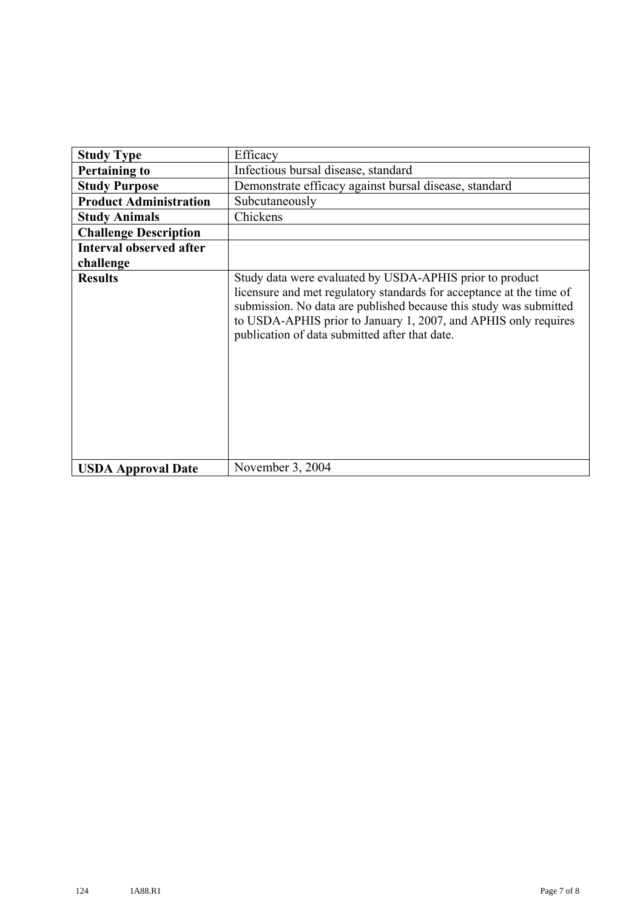| Study Type | Efficacy |
|---|---|
| **Pertaining to** | Infectious bursal disease, standard |
| **Study Purpose** | Demonstrate efficacy against bursal disease, standard |
| **Product Administration** | Subcutaneously |
| **Study Animals** | Chickens |
| **Challenge Description** | |
| **Interval observed after challenge** | |
| **Results** | Study data were evaluated by USDA-APHIS prior to product licensure and met regulatory standards for acceptance at the time of submission. No data are published because this study was submitted to USDA-APHIS prior to January 1, 2007, and APHIS only requires publication of data submitted after that date. |
| **USDA Approval Date** | November 3, 2004 |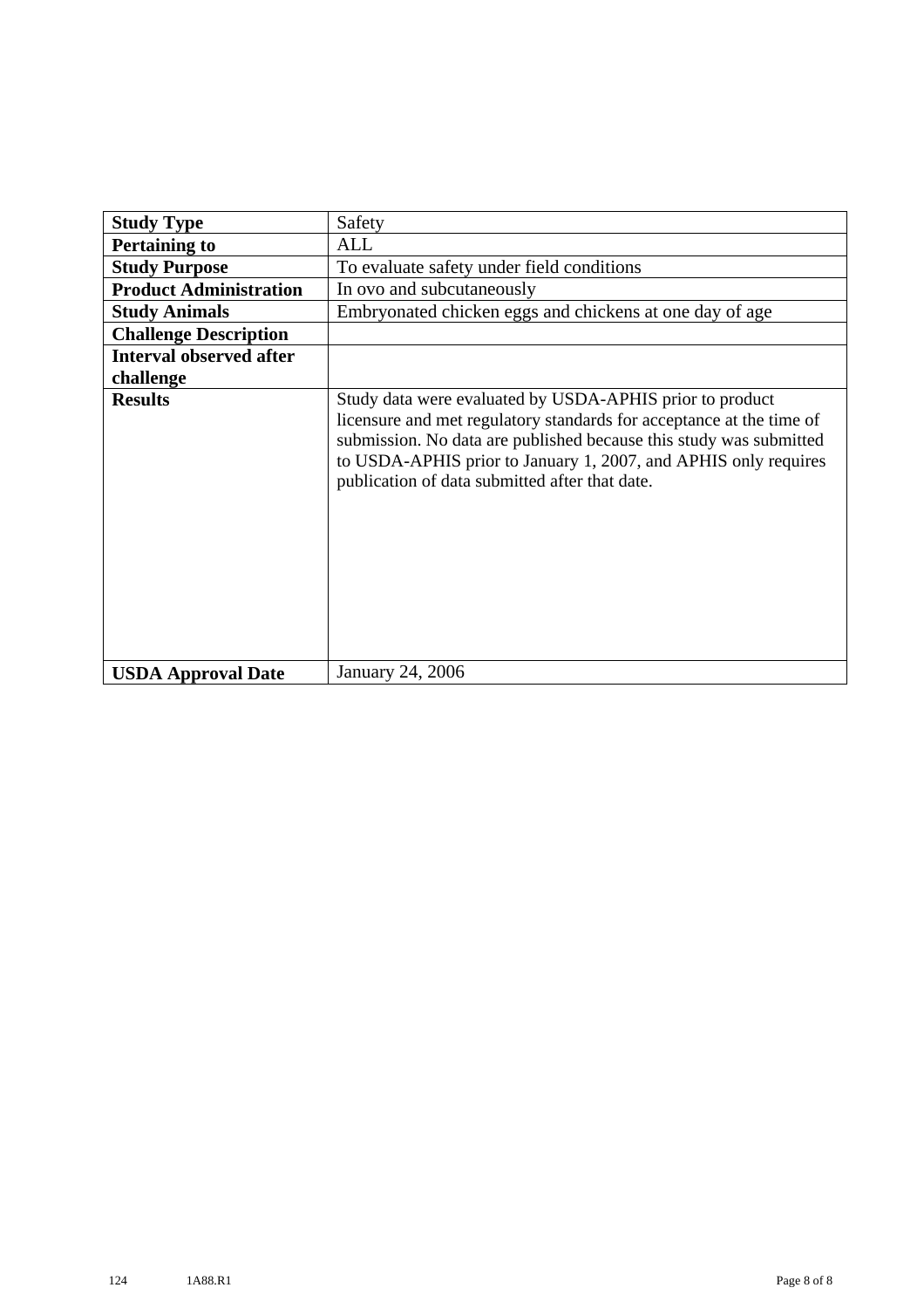| | |
|---|---|
| **Study Type** | Safety |
| **Pertaining to** | ALL |
| **Study Purpose** | To evaluate safety under field conditions |
| **Product Administration** | In ovo and subcutaneously |
| **Study Animals** | Embryonated chicken eggs and chickens at one day of age |
| **Challenge Description** | |
| **Interval observed after challenge** | |
| **Results** | Study data were evaluated by USDA-APHIS prior to product licensure and met regulatory standards for acceptance at the time of submission. No data are published because this study was submitted to USDA-APHIS prior to January 1, 2007, and APHIS only requires publication of data submitted after that date. |
| **USDA Approval Date** | January 24, 2006 |